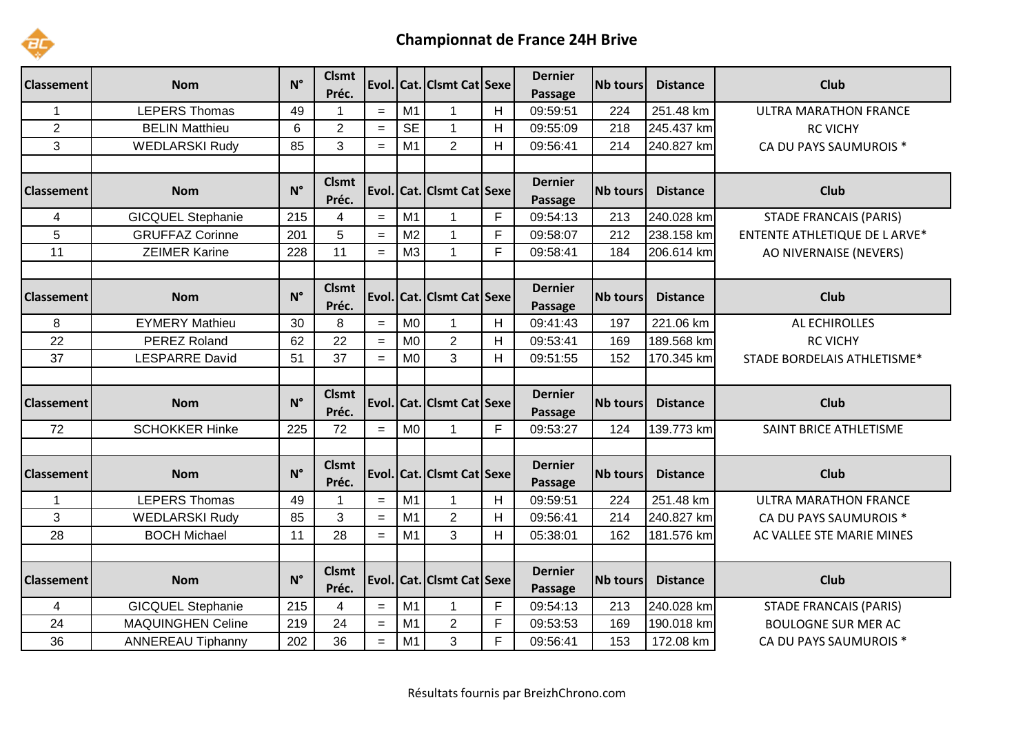# Championnat de France 24H Brive

| Classement | Nom | N° | Clsmt Préc. | Evol. | Cat. | Clsmt Cat | Sexe | Dernier Passage | Nb tours | Distance | Club |
|---|---|---|---|---|---|---|---|---|---|---|---|
| 1 | LEPERS Thomas | 49 | 1 | = | M1 | 1 | H | 09:59:51 | 224 | 251.48 km | ULTRA MARATHON FRANCE |
| 2 | BELIN Matthieu | 6 | 2 | = | SE | 1 | H | 09:55:09 | 218 | 245.437 km | RC VICHY |
| 3 | WEDLARSKI Rudy | 85 | 3 | = | M1 | 2 | H | 09:56:41 | 214 | 240.827 km | CA DU PAYS SAUMUROIS * |

| Classement | Nom | N° | Clsmt Préc. | Evol. | Cat. | Clsmt Cat | Sexe | Dernier Passage | Nb tours | Distance | Club |
|---|---|---|---|---|---|---|---|---|---|---|---|
| 4 | GICQUEL Stephanie | 215 | 4 | = | M1 | 1 | F | 09:54:13 | 213 | 240.028 km | STADE FRANCAIS (PARIS) |
| 5 | GRUFFAZ Corinne | 201 | 5 | = | M2 | 1 | F | 09:58:07 | 212 | 238.158 km | ENTENTE ATHLETIQUE DE L ARVE* |
| 11 | ZEIMER Karine | 228 | 11 | = | M3 | 1 | F | 09:58:41 | 184 | 206.614 km | AO NIVERNAISE (NEVERS) |

| Classement | Nom | N° | Clsmt Préc. | Evol. | Cat. | Clsmt Cat | Sexe | Dernier Passage | Nb tours | Distance | Club |
|---|---|---|---|---|---|---|---|---|---|---|---|
| 8 | EYMERY Mathieu | 30 | 8 | = | M0 | 1 | H | 09:41:43 | 197 | 221.06 km | AL ECHIROLLES |
| 22 | PEREZ Roland | 62 | 22 | = | M0 | 2 | H | 09:53:41 | 169 | 189.568 km | RC VICHY |
| 37 | LESPARRE David | 51 | 37 | = | M0 | 3 | H | 09:51:55 | 152 | 170.345 km | STADE BORDELAIS ATHLETISME* |

| Classement | Nom | N° | Clsmt Préc. | Evol. | Cat. | Clsmt Cat | Sexe | Dernier Passage | Nb tours | Distance | Club |
|---|---|---|---|---|---|---|---|---|---|---|---|
| 72 | SCHOKKER Hinke | 225 | 72 | = | M0 | 1 | F | 09:53:27 | 124 | 139.773 km | SAINT BRICE ATHLETISME |

| Classement | Nom | N° | Clsmt Préc. | Evol. | Cat. | Clsmt Cat | Sexe | Dernier Passage | Nb tours | Distance | Club |
|---|---|---|---|---|---|---|---|---|---|---|---|
| 1 | LEPERS Thomas | 49 | 1 | = | M1 | 1 | H | 09:59:51 | 224 | 251.48 km | ULTRA MARATHON FRANCE |
| 3 | WEDLARSKI Rudy | 85 | 3 | = | M1 | 2 | H | 09:56:41 | 214 | 240.827 km | CA DU PAYS SAUMUROIS * |
| 28 | BOCH Michael | 11 | 28 | = | M1 | 3 | H | 05:38:01 | 162 | 181.576 km | AC VALLEE STE MARIE MINES |

| Classement | Nom | N° | Clsmt Préc. | Evol. | Cat. | Clsmt Cat | Sexe | Dernier Passage | Nb tours | Distance | Club |
|---|---|---|---|---|---|---|---|---|---|---|---|
| 4 | GICQUEL Stephanie | 215 | 4 | = | M1 | 1 | F | 09:54:13 | 213 | 240.028 km | STADE FRANCAIS (PARIS) |
| 24 | MAQUINGHEN Celine | 219 | 24 | = | M1 | 2 | F | 09:53:53 | 169 | 190.018 km | BOULOGNE SUR MER AC |
| 36 | ANNEREAU Tiphanny | 202 | 36 | = | M1 | 3 | F | 09:56:41 | 153 | 172.08 km | CA DU PAYS SAUMUROIS * |

Résultats fournis par BreizhChrono.com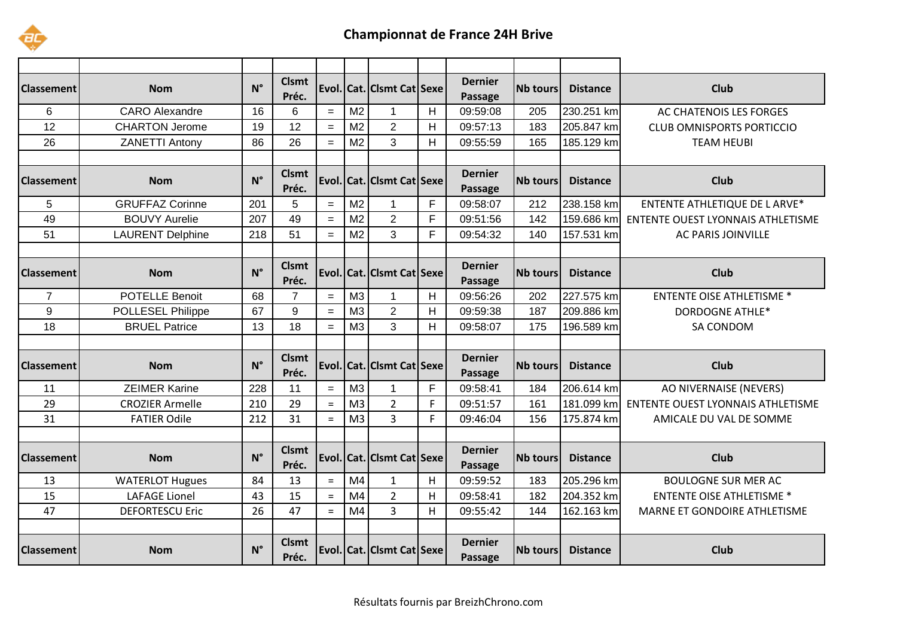# Championnat de France 24H Brive

| Classement | Nom | N° | Clsmt Préc. | Evol. | Cat. | Clsmt Cat | Sexe | Dernier Passage | Nb tours | Distance | Club |
|---|---|---|---|---|---|---|---|---|---|---|---|
| 6 | CARO Alexandre | 16 | 6 | = | M2 | 1 | H | 09:59:08 | 205 | 230.251 km | AC CHATENOIS LES FORGES |
| 12 | CHARTON Jerome | 19 | 12 | = | M2 | 2 | H | 09:57:13 | 183 | 205.847 km | CLUB OMNISPORTS PORTICCIO |
| 26 | ZANETTI Antony | 86 | 26 | = | M2 | 3 | H | 09:55:59 | 165 | 185.129 km | TEAM HEUBI |

| Classement | Nom | N° | Clsmt Préc. | Evol. | Cat. | Clsmt Cat | Sexe | Dernier Passage | Nb tours | Distance | Club |
|---|---|---|---|---|---|---|---|---|---|---|---|
| 5 | GRUFFAZ Corinne | 201 | 5 | = | M2 | 1 | F | 09:58:07 | 212 | 238.158 km | ENTENTE ATHLETIQUE DE L ARVE* |
| 49 | BOUVY Aurelie | 207 | 49 | = | M2 | 2 | F | 09:51:56 | 142 | 159.686 km | ENTENTE OUEST LYONNAIS ATHLETISME |
| 51 | LAURENT Delphine | 218 | 51 | = | M2 | 3 | F | 09:54:32 | 140 | 157.531 km | AC PARIS JOINVILLE |

| Classement | Nom | N° | Clsmt Préc. | Evol. | Cat. | Clsmt Cat | Sexe | Dernier Passage | Nb tours | Distance | Club |
|---|---|---|---|---|---|---|---|---|---|---|---|
| 7 | POTELLE Benoit | 68 | 7 | = | M3 | 1 | H | 09:56:26 | 202 | 227.575 km | ENTENTE OISE ATHLETISME * |
| 9 | POLLESEL Philippe | 67 | 9 | = | M3 | 2 | H | 09:59:38 | 187 | 209.886 km | DORDOGNE ATHLE* |
| 18 | BRUEL Patrice | 13 | 18 | = | M3 | 3 | H | 09:58:07 | 175 | 196.589 km | SA CONDOM |

| Classement | Nom | N° | Clsmt Préc. | Evol. | Cat. | Clsmt Cat | Sexe | Dernier Passage | Nb tours | Distance | Club |
|---|---|---|---|---|---|---|---|---|---|---|---|
| 11 | ZEIMER Karine | 228 | 11 | = | M3 | 1 | F | 09:58:41 | 184 | 206.614 km | AO NIVERNAISE (NEVERS) |
| 29 | CROZIER Armelle | 210 | 29 | = | M3 | 2 | F | 09:51:57 | 161 | 181.099 km | ENTENTE OUEST LYONNAIS ATHLETISME |
| 31 | FATIER Odile | 212 | 31 | = | M3 | 3 | F | 09:46:04 | 156 | 175.874 km | AMICALE DU VAL DE SOMME |

| Classement | Nom | N° | Clsmt Préc. | Evol. | Cat. | Clsmt Cat | Sexe | Dernier Passage | Nb tours | Distance | Club |
|---|---|---|---|---|---|---|---|---|---|---|---|
| 13 | WATERLOT Hugues | 84 | 13 | = | M4 | 1 | H | 09:59:52 | 183 | 205.296 km | BOULOGNE SUR MER AC |
| 15 | LAFAGE Lionel | 43 | 15 | = | M4 | 2 | H | 09:58:41 | 182 | 204.352 km | ENTENTE OISE ATHLETISME * |
| 47 | DEFORTESCU Eric | 26 | 47 | = | M4 | 3 | H | 09:55:42 | 144 | 162.163 km | MARNE ET GONDOIRE ATHLETISME |

| Classement | Nom | N° | Clsmt Préc. | Evol. | Cat. | Clsmt Cat | Sexe | Dernier Passage | Nb tours | Distance | Club |
|---|---|---|---|---|---|---|---|---|---|---|---|

Résultats fournis par BreizhChrono.com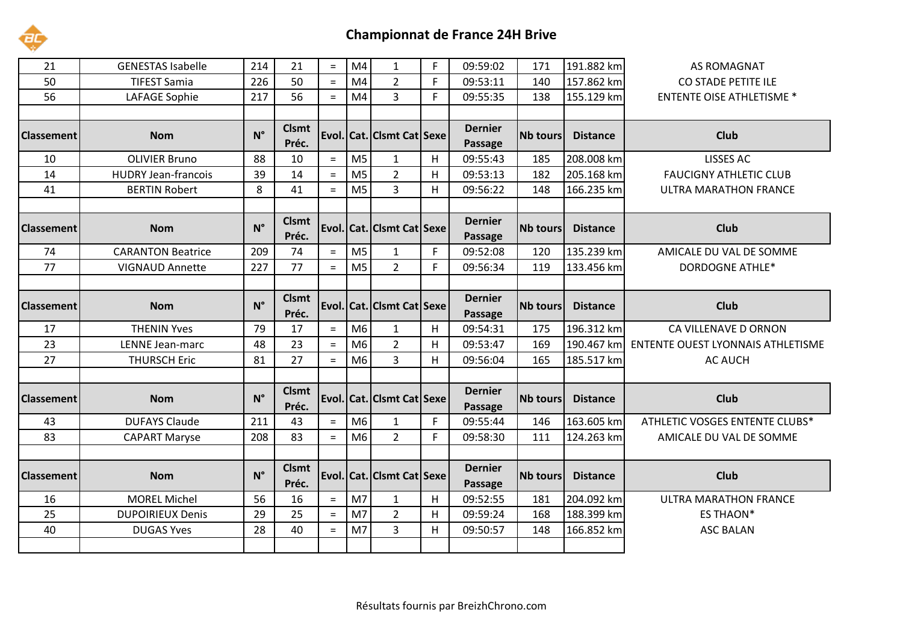# Championnat de France 24H Brive

| | | | | | | | | | | | |
|---|---|---|---|---|---|---|---|---|---|---|---|
| 21 | GENESTAS Isabelle | 214 | 21 | = | M4 | 1 | F | 09:59:02 | 171 | 191.882 km | AS ROMAGNAT |
| 50 | TIFEST Samia | 226 | 50 | = | M4 | 2 | F | 09:53:11 | 140 | 157.862 km | CO STADE PETITE ILE |
| 56 | LAFAGE Sophie | 217 | 56 | = | M4 | 3 | F | 09:55:35 | 138 | 155.129 km | ENTENTE OISE ATHLETISME * |

| Classement | Nom | N° | Clsmt Préc. | Evol. | Cat. | Clsmt Cat | Sexe | Dernier Passage | Nb tours | Distance | Club |
|---|---|---|---|---|---|---|---|---|---|---|---|
| 10 | OLIVIER Bruno | 88 | 10 | = | M5 | 1 | H | 09:55:43 | 185 | 208.008 km | LISSES AC |
| 14 | HUDRY Jean-francois | 39 | 14 | = | M5 | 2 | H | 09:53:13 | 182 | 205.168 km | FAUCIGNY ATHLETIC CLUB |
| 41 | BERTIN Robert | 8 | 41 | = | M5 | 3 | H | 09:56:22 | 148 | 166.235 km | ULTRA MARATHON FRANCE |

| Classement | Nom | N° | Clsmt Préc. | Evol. | Cat. | Clsmt Cat | Sexe | Dernier Passage | Nb tours | Distance | Club |
|---|---|---|---|---|---|---|---|---|---|---|---|
| 74 | CARANTON Beatrice | 209 | 74 | = | M5 | 1 | F | 09:52:08 | 120 | 135.239 km | AMICALE DU VAL DE SOMME |
| 77 | VIGNAUD Annette | 227 | 77 | = | M5 | 2 | F | 09:56:34 | 119 | 133.456 km | DORDOGNE ATHLE* |

| Classement | Nom | N° | Clsmt Préc. | Evol. | Cat. | Clsmt Cat | Sexe | Dernier Passage | Nb tours | Distance | Club |
|---|---|---|---|---|---|---|---|---|---|---|---|
| 17 | THENIN Yves | 79 | 17 | = | M6 | 1 | H | 09:54:31 | 175 | 196.312 km | CA VILLENAVE D ORNON |
| 23 | LENNE Jean-marc | 48 | 23 | = | M6 | 2 | H | 09:53:47 | 169 | 190.467 km | ENTENTE OUEST LYONNAIS ATHLETISME |
| 27 | THURSCH Eric | 81 | 27 | = | M6 | 3 | H | 09:56:04 | 165 | 185.517 km | AC AUCH |

| Classement | Nom | N° | Clsmt Préc. | Evol. | Cat. | Clsmt Cat | Sexe | Dernier Passage | Nb tours | Distance | Club |
|---|---|---|---|---|---|---|---|---|---|---|---|
| 43 | DUFAYS Claude | 211 | 43 | = | M6 | 1 | F | 09:55:44 | 146 | 163.605 km | ATHLETIC VOSGES ENTENTE CLUBS* |
| 83 | CAPART Maryse | 208 | 83 | = | M6 | 2 | F | 09:58:30 | 111 | 124.263 km | AMICALE DU VAL DE SOMME |

| Classement | Nom | N° | Clsmt Préc. | Evol. | Cat. | Clsmt Cat | Sexe | Dernier Passage | Nb tours | Distance | Club |
|---|---|---|---|---|---|---|---|---|---|---|---|
| 16 | MOREL Michel | 56 | 16 | = | M7 | 1 | H | 09:52:55 | 181 | 204.092 km | ULTRA MARATHON FRANCE |
| 25 | DUPOIRIEUX Denis | 29 | 25 | = | M7 | 2 | H | 09:59:24 | 168 | 188.399 km | ES THAON* |
| 40 | DUGAS Yves | 28 | 40 | = | M7 | 3 | H | 09:50:57 | 148 | 166.852 km | ASC BALAN |

Résultats fournis par BreizhChrono.com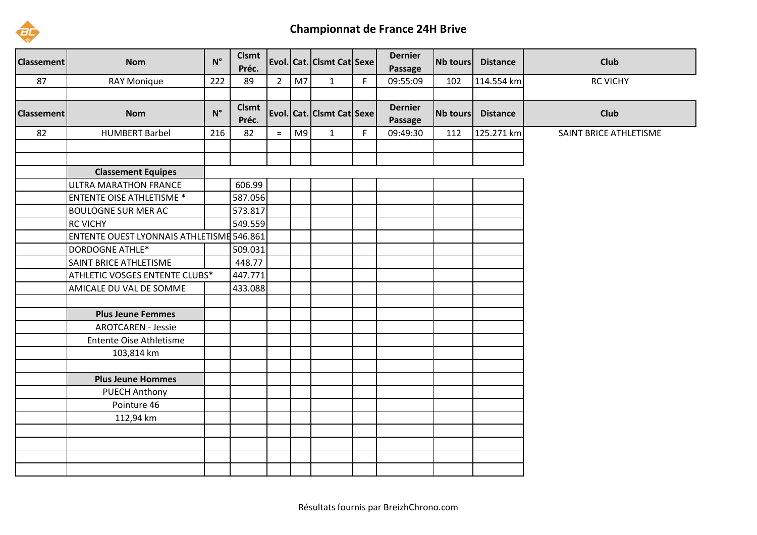# Championnat de France 24H Brive

| Classement | Nom | N° | Clsmt Préc. | Evol. | Cat. | Clsmt Cat | Sexe | Dernier Passage | Nb tours | Distance | Club |
|---|---|---|---|---|---|---|---|---|---|---|---|
| 87 | RAY Monique | 222 | 89 | 2 | M7 | 1 | F | 09:55:09 | 102 | 114.554 km | RC VICHY |

| Classement | Nom | N° | Clsmt Préc. | Evol. | Cat. | Clsmt Cat | Sexe | Dernier Passage | Nb tours | Distance | Club |
|---|---|---|---|---|---|---|---|---|---|---|---|
| 82 | HUMBERT Barbel | 216 | 82 | = | M9 | 1 | F | 09:49:30 | 112 | 125.271 km | SAINT BRICE ATHLETISME |

| Classement Equipes | |
|---|---|
| ULTRA MARATHON FRANCE | 606.99 |
| ENTENTE OISE ATHLETISME * | 587.056 |
| BOULOGNE SUR MER AC | 573.817 |
| RC VICHY | 549.559 |
| ENTENTE OUEST LYONNAIS ATHLETISME | 546.861 |
| DORDOGNE ATHLE* | 509.031 |
| SAINT BRICE ATHLETISME | 448.77 |
| ATHLETIC VOSGES ENTENTE CLUBS* | 447.771 |
| AMICALE DU VAL DE SOMME | 433.088 |

**Plus Jeune Femmes**

AROTCAREN - Jessie

Entente Oise Athletisme

103,814 km

**Plus Jeune Hommes**

PUECH Anthony

Pointure 46

112,94 km

Résultats fournis par BreizhChrono.com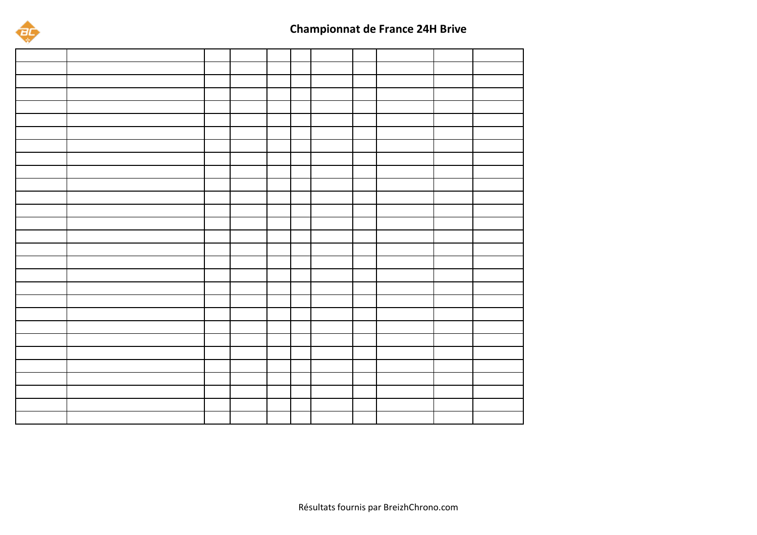# Championnat de France 24H Brive